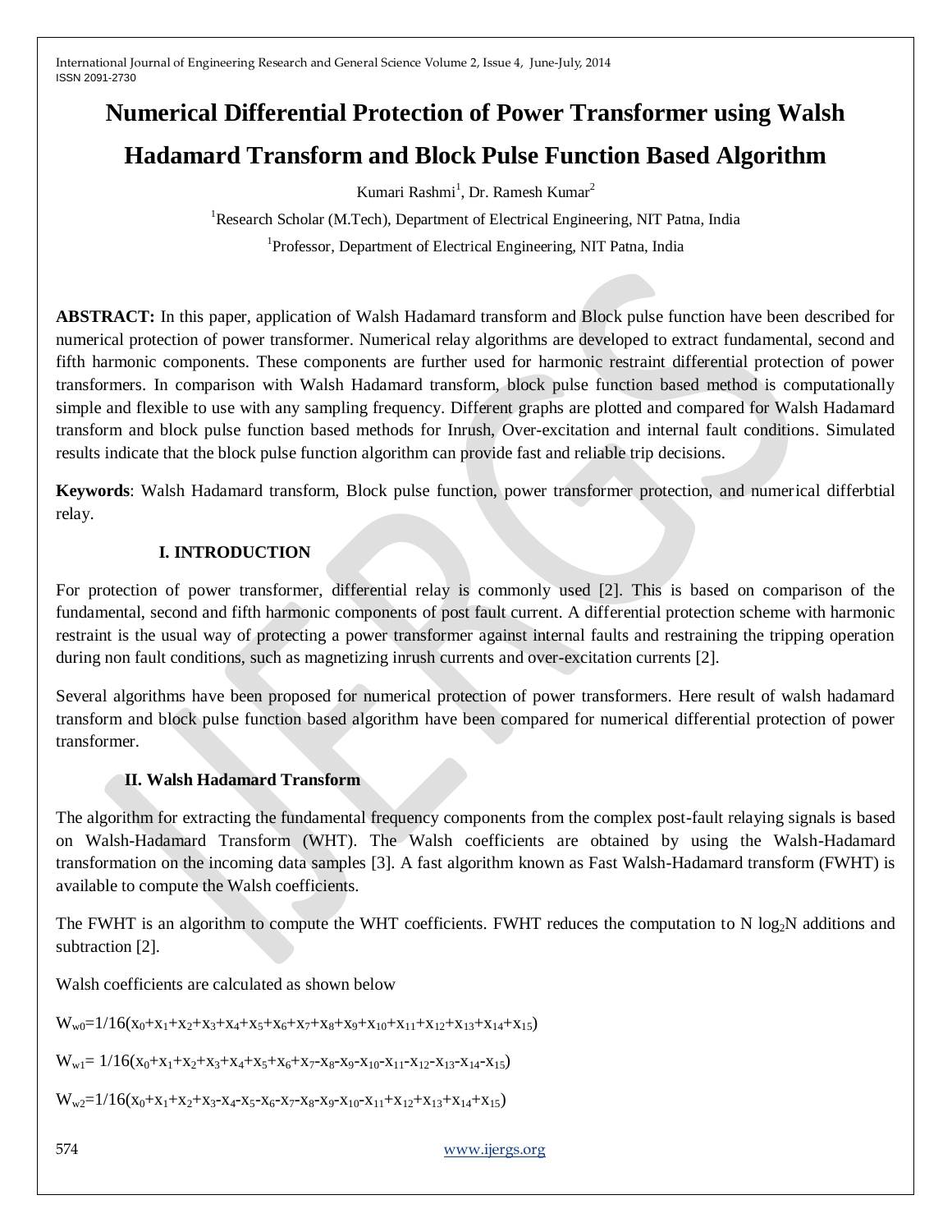# Numerical Differential Protection of Power Transformer using Walsh Hadamard Transform and Block Pulse Function Based Algorithm

Kumari Rashmi[1], Dr. Ramesh Kumar[2]

[1]Research Scholar (M.Tech), Department of Electrical Engineering, NIT Patna, India

[1]Professor, Department of Electrical Engineering, NIT Patna, India

**ABSTRACT:** In this paper, application of Walsh Hadamard transform and Block pulse function have been described for numerical protection of power transformer. Numerical relay algorithms are developed to extract fundamental, second and fifth harmonic components. These components are further used for harmonic restraint differential protection of power transformers. In comparison with Walsh Hadamard transform, block pulse function based method is computationally simple and flexible to use with any sampling frequency. Different graphs are plotted and compared for Walsh Hadamard transform and block pulse function based methods for Inrush, Over-excitation and internal fault conditions. Simulated results indicate that the block pulse function algorithm can provide fast and reliable trip decisions.

**Keywords**: Walsh Hadamard transform, Block pulse function, power transformer protection, and numerical differbtial relay.

## I. INTRODUCTION

For protection of power transformer, differential relay is commonly used [2]. This is based on comparison of the fundamental, second and fifth harmonic components of post fault current. A differential protection scheme with harmonic restraint is the usual way of protecting a power transformer against internal faults and restraining the tripping operation during non fault conditions, such as magnetizing inrush currents and over-excitation currents [2].

Several algorithms have been proposed for numerical protection of power transformers. Here result of walsh hadamard transform and block pulse function based algorithm have been compared for numerical differential protection of power transformer.

## II. Walsh Hadamard Transform

The algorithm for extracting the fundamental frequency components from the complex post-fault relaying signals is based on Walsh-Hadamard Transform (WHT). The Walsh coefficients are obtained by using the Walsh-Hadamard transformation on the incoming data samples [3]. A fast algorithm known as Fast Walsh-Hadamard transform (FWHT) is available to compute the Walsh coefficients.

The FWHT is an algorithm to compute the WHT coefficients. FWHT reduces the computation to $N \log_2 N$ additions and subtraction [2].

Walsh coefficients are calculated as shown below

$$W_{w0}=1/16(x_0+x_1+x_2+x_3+x_4+x_5+x_6+x_7+x_8+x_9+x_{10}+x_{11}+x_{12}+x_{13}+x_{14}+x_{15})$$

$$W_{w1}= 1/16(x_0+x_1+x_2+x_3+x_4+x_5+x_6+x_7-x_8-x_9-x_{10}-x_{11}-x_{12}-x_{13}-x_{14}-x_{15})$$

$$W_{w2}=1/16(x_0+x_1+x_2+x_3-x_4-x_5-x_6-x_7-x_8-x_9-x_{10}-x_{11}+x_{12}+x_{13}+x_{14}+x_{15})$$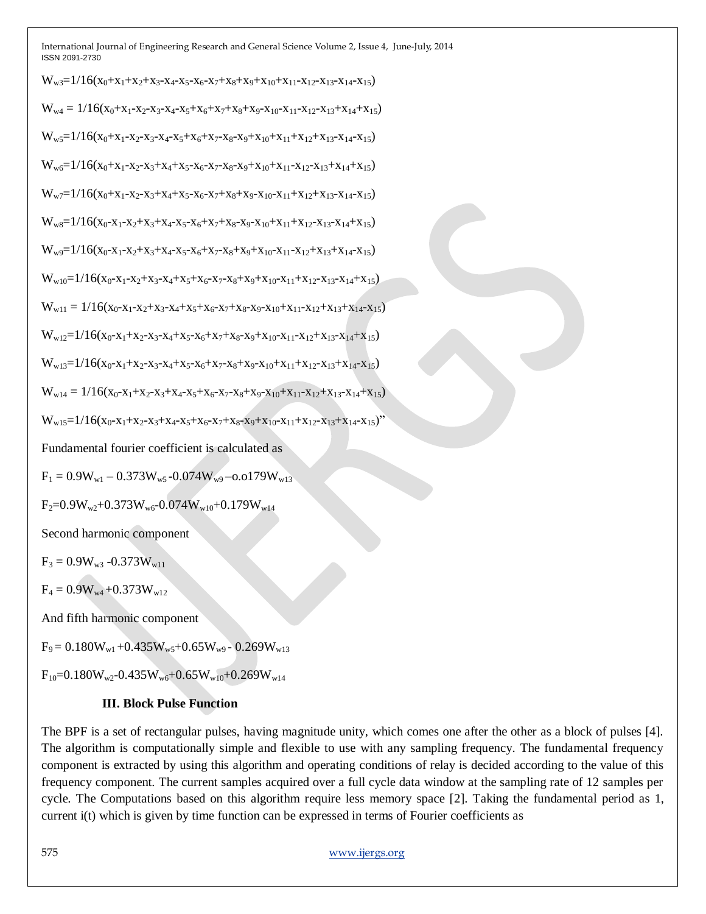$$W_{w3}=1/16(x_0+x_1+x_2+x_3-x_4-x_5-x_6-x_7+x_8+x_9+x_{10}+x_{11}-x_{12}-x_{13}-x_{14}-x_{15})$$

$$W_{w4} = 1/16(x_0+x_1-x_2-x_3-x_4-x_5+x_6+x_7+x_8+x_9-x_{10}-x_{11}-x_{12}-x_{13}+x_{14}+x_{15})$$

$$W_{w5}=1/16(x_0+x_1-x_2-x_3-x_4-x_5+x_6+x_7-x_8-x_9+x_{10}+x_{11}+x_{12}+x_{13}-x_{14}-x_{15})$$

$$W_{w6}=1/16(x_0+x_1-x_2-x_3+x_4+x_5-x_6-x_7-x_8-x_9+x_{10}+x_{11}-x_{12}-x_{13}+x_{14}+x_{15})$$

$$W_{w7}=1/16(x_0+x_1-x_2-x_3+x_4+x_5-x_6-x_7+x_8+x_9-x_{10}-x_{11}+x_{12}+x_{13}-x_{14}-x_{15})$$

$$W_{w8}=1/16(x_0-x_1-x_2+x_3+x_4-x_5-x_6+x_7+x_8-x_9-x_{10}+x_{11}+x_{12}-x_{13}-x_{14}+x_{15})$$

$$W_{w9}=1/16(x_0-x_1-x_2+x_3+x_4-x_5-x_6+x_7-x_8+x_9+x_{10}-x_{11}-x_{12}+x_{13}+x_{14}-x_{15})$$

$$W_{w10}=1/16(x_0-x_1-x_2+x_3-x_4+x_5+x_6-x_7-x_8+x_9+x_{10}-x_{11}+x_{12}-x_{13}-x_{14}+x_{15})$$

$$W_{w11} = 1/16(x_0-x_1-x_2+x_3-x_4+x_5+x_6-x_7+x_8-x_9-x_{10}+x_{11}-x_{12}+x_{13}+x_{14}-x_{15})$$

$$W_{w12}=1/16(x_0-x_1+x_2-x_3-x_4+x_5-x_6+x_7+x_8-x_9+x_{10}-x_{11}-x_{12}+x_{13}-x_{14}+x_{15})$$

$$W_{w13}=1/16(x_0-x_1+x_2-x_3-x_4+x_5-x_6+x_7-x_8+x_9-x_{10}+x_{11}+x_{12}-x_{13}+x_{14}-x_{15})$$

$$W_{w14} = 1/16(x_0-x_1+x_2-x_3+x_4-x_5+x_6-x_7-x_8+x_9-x_{10}+x_{11}-x_{12}+x_{13}-x_{14}+x_{15})$$

$$W_{w15}=1/16(x_0-x_1+x_2-x_3+x_4-x_5+x_6-x_7+x_8-x_9+x_{10}-x_{11}+x_{12}-x_{13}+x_{14}-x_{15})$$"

Fundamental fourier coefficient is calculated as

$$F_1 = 0.9W_{w1} - 0.373W_{w5} -0.074W_{w9} -o.o179W_{w13}$$

$$F_2=0.9W_{w2}+0.373W_{w6}-0.074W_{w10}+0.179W_{w14}$$

Second harmonic component

$$F_3 = 0.9W_{w3} -0.373W_{w11}$$

$$F_4 = 0.9W_{w4} +0.373W_{w12}$$

And fifth harmonic component

$$F_9 = 0.180W_{w1} +0.435W_{w5}+0.65W_{w9} - 0.269W_{w13}$$

$$F_{10}=0.180W_{w2}-0.435W_{w6}+0.65W_{w10}+0.269W_{w14}$$

## III. Block Pulse Function

The BPF is a set of rectangular pulses, having magnitude unity, which comes one after the other as a block of pulses [4]. The algorithm is computationally simple and flexible to use with any sampling frequency. The fundamental frequency component is extracted by using this algorithm and operating conditions of relay is decided according to the value of this frequency component. The current samples acquired over a full cycle data window at the sampling rate of 12 samples per cycle. The Computations based on this algorithm require less memory space [2]. Taking the fundamental period as 1, current i(t) which is given by time function can be expressed in terms of Fourier coefficients as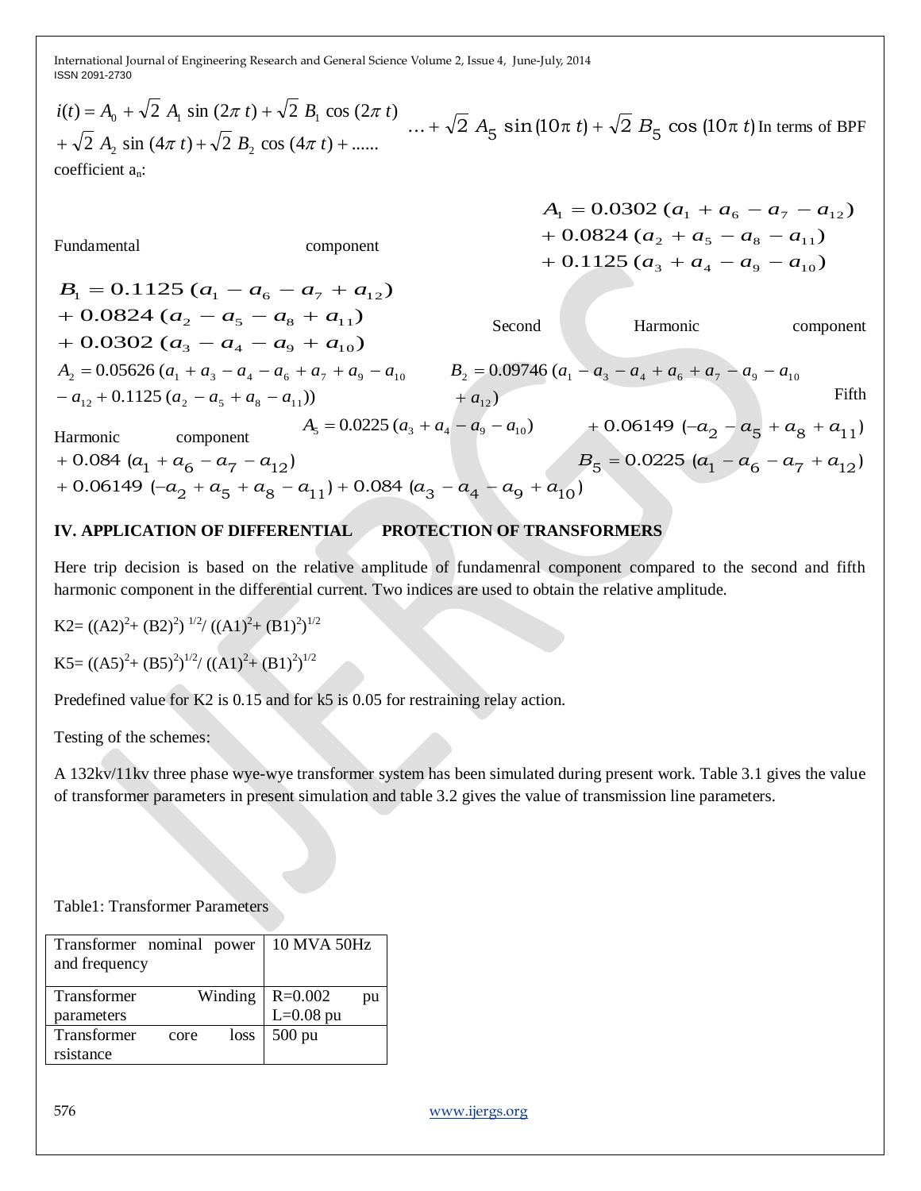$$i(t) = A_0 + \sqrt{2}\ A_1 \sin(2\pi t) + \sqrt{2}\ B_1 \cos(2\pi t) + \sqrt{2}\ A_2 \sin(4\pi t) + \sqrt{2}\ B_2 \cos(4\pi t) + ......$$

$$... + \sqrt{2}\ A_5 \sin(10\pi t) + \sqrt{2}\ B_5 \cos(10\pi t)$$

In terms of BPF coefficient $a_n$:

Fundamental component

$$A_1 = 0.0302\,(a_1 + a_6 - a_7 - a_{12}) + 0.0824\,(a_2 + a_5 - a_8 - a_{11}) + 0.1125\,(a_3 + a_4 - a_9 - a_{10})$$

$$B_1 = 0.1125\,(a_1 - a_6 - a_7 + a_{12}) + 0.0824\,(a_2 - a_5 - a_8 + a_{11}) + 0.0302\,(a_3 - a_4 - a_9 + a_{10})$$

Second Harmonic component

$$A_2 = 0.05626\,(a_1 + a_3 - a_4 - a_6 + a_7 + a_9 - a_{10} - a_{12} + 0.1125\,(a_2 - a_5 + a_8 - a_{11}))$$

$$B_2 = 0.09746\,(a_1 - a_3 - a_4 + a_6 + a_7 - a_9 - a_{10} + a_{12})$$

Fifth Harmonic component

$$A_5 = 0.0225\,(a_3 + a_4 - a_9 - a_{10}) + 0.06149\,(-a_2 - a_5 + a_8 + a_{11}) + 0.084\,(a_1 + a_6 - a_7 - a_{12})$$

$$B_5 = 0.0225\,(a_1 - a_6 - a_7 + a_{12}) + 0.06149\,(-a_2 + a_5 + a_8 - a_{11}) + 0.084\,(a_3 - a_4 - a_9 + a_{10})$$

## IV. APPLICATION OF DIFFERENTIAL PROTECTION OF TRANSFORMERS

Here trip decision is based on the relative amplitude of fundamenral component compared to the second and fifth harmonic component in the differential current. Two indices are used to obtain the relative amplitude.

$$K2 = ((A2)^2 + (B2)^2)^{1/2} / ((A1)^2 + (B1)^2)^{1/2}$$

$$K5 = ((A5)^2 + (B5)^2)^{1/2} / ((A1)^2 + (B1)^2)^{1/2}$$

Predefined value for K2 is 0.15 and for k5 is 0.05 for restraining relay action.

Testing of the schemes:

A 132kv/11kv three phase wye-wye transformer system has been simulated during present work. Table 3.1 gives the value of transformer parameters in present simulation and table 3.2 gives the value of transmission line parameters.

Table1: Transformer Parameters

| Transformer nominal power and frequency | 10 MVA 50Hz |
|---|---|
| Transformer Winding parameters | R=0.002 pu L=0.08 pu |
| Transformer core loss rsistance | 500 pu |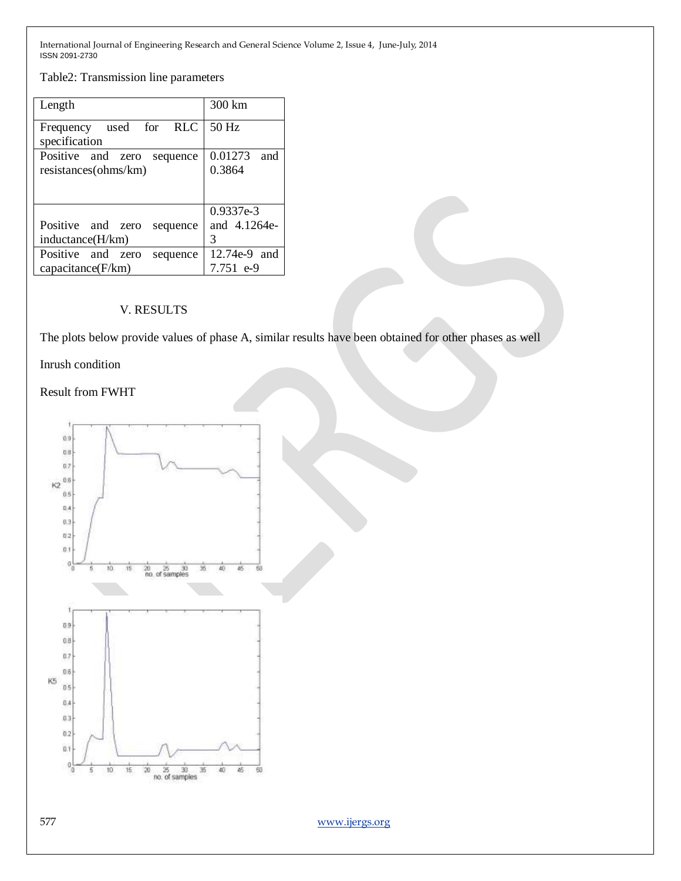Table2: Transmission line parameters

| Length | 300 km |
|---|---|
| Frequency used for RLC specification | 50 Hz |
| Positive and zero sequence resistances(ohms/km) | 0.01273 and 0.3864 |
| Positive and zero sequence inductance(H/km) | 0.9337e-3 and 4.1264e-3 |
| Positive and zero sequence capacitance(F/km) | 12.74e-9 and 7.751 e-9 |

## V. RESULTS

The plots below provide values of phase A, similar results have been obtained for other phases as well

Inrush condition

Result from FWHT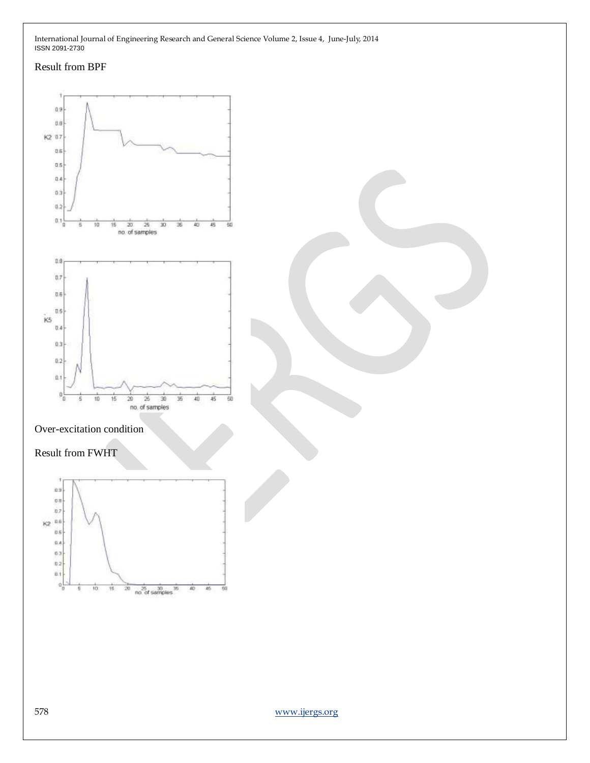Result from BPF

Over-excitation condition

Result from FWHT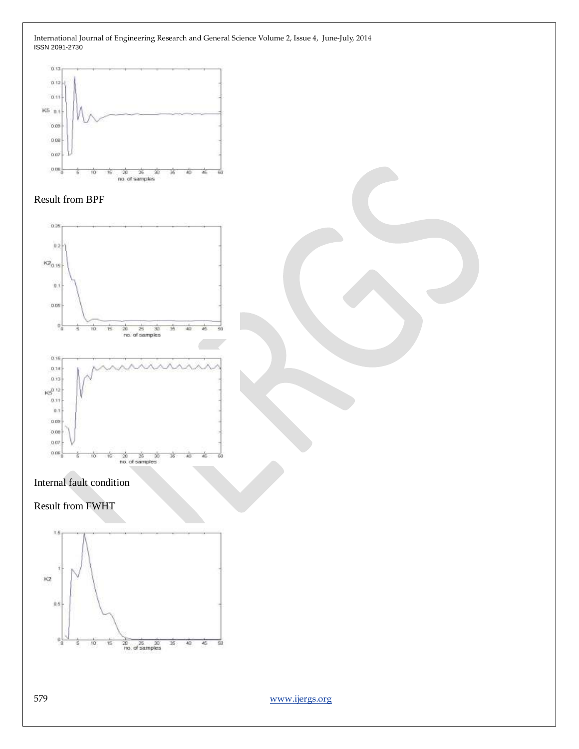Result from BPF

Internal fault condition

Result from FWHT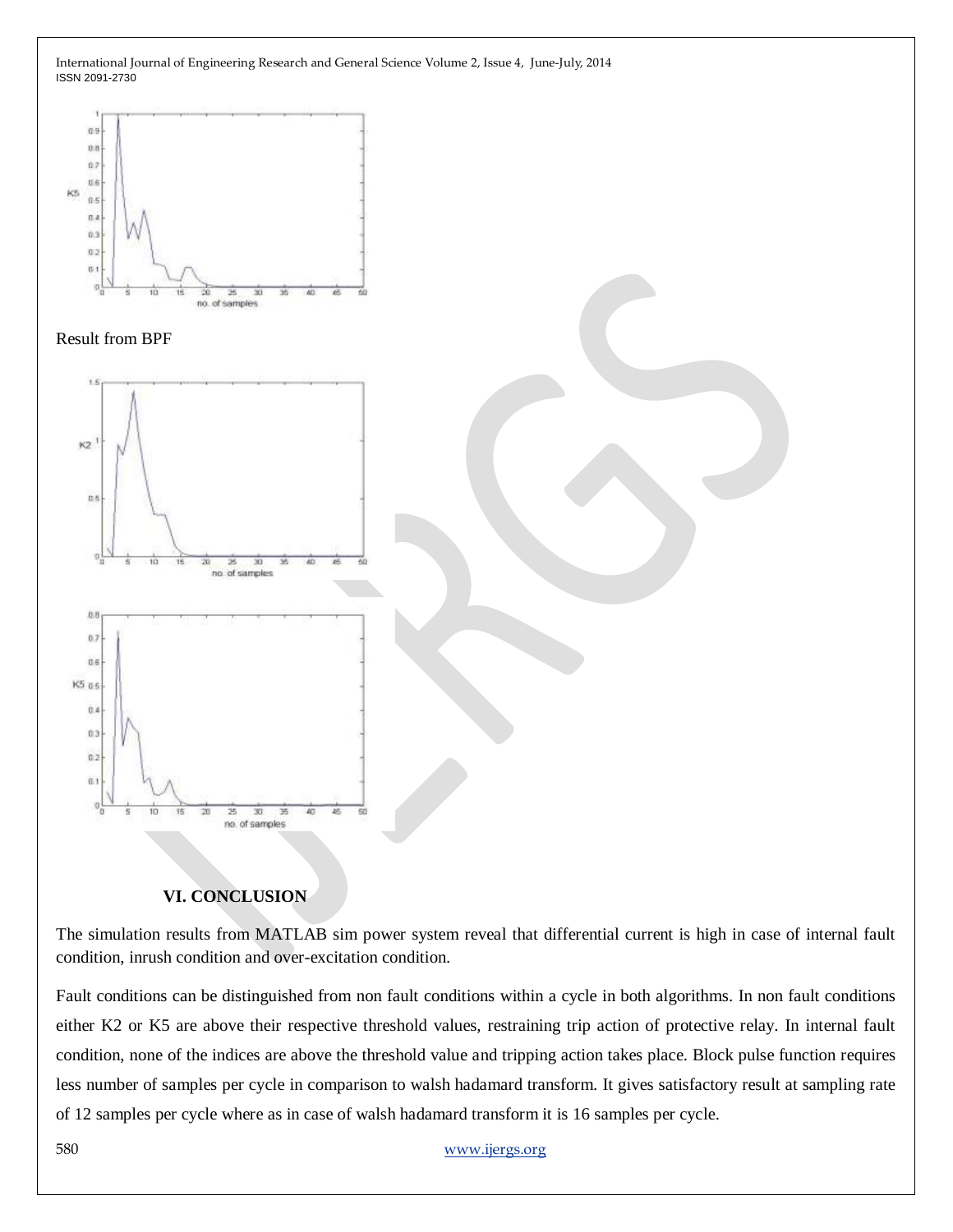Result from BPF

## VI. CONCLUSION

The simulation results from MATLAB sim power system reveal that differential current is high in case of internal fault condition, inrush condition and over-excitation condition.

Fault conditions can be distinguished from non fault conditions within a cycle in both algorithms. In non fault conditions either K2 or K5 are above their respective threshold values, restraining trip action of protective relay. In internal fault condition, none of the indices are above the threshold value and tripping action takes place. Block pulse function requires less number of samples per cycle in comparison to walsh hadamard transform. It gives satisfactory result at sampling rate of 12 samples per cycle where as in case of walsh hadamard transform it is 16 samples per cycle.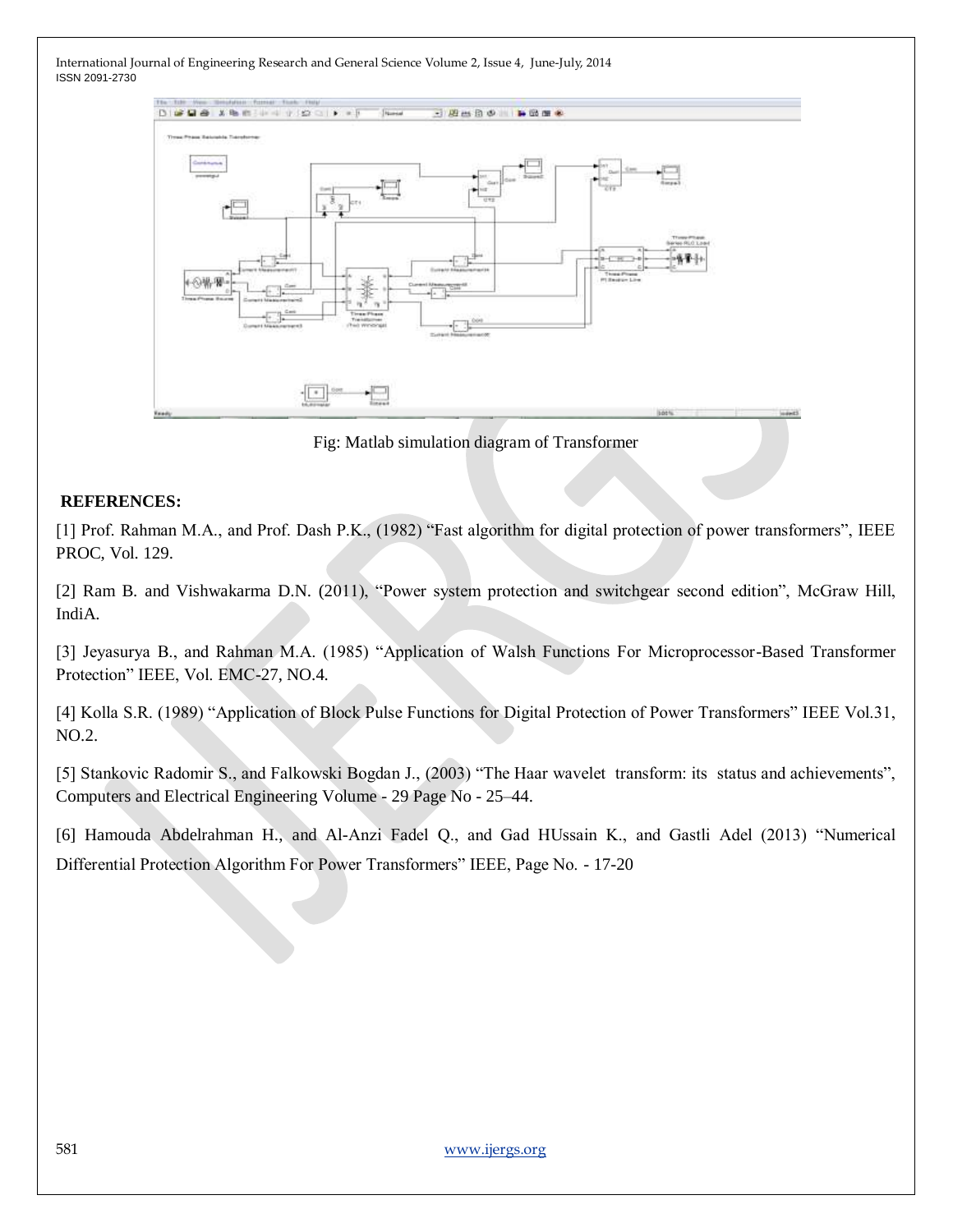Fig: Matlab simulation diagram of Transformer

**REFERENCES:**

[1] Prof. Rahman M.A., and Prof. Dash P.K., (1982) "Fast algorithm for digital protection of power transformers", IEEE PROC, Vol. 129.

[2] Ram B. and Vishwakarma D.N. (2011), "Power system protection and switchgear second edition", McGraw Hill, IndiA.

[3] Jeyasurya B., and Rahman M.A. (1985) "Application of Walsh Functions For Microprocessor-Based Transformer Protection" IEEE, Vol. EMC-27, NO.4.

[4] Kolla S.R. (1989) "Application of Block Pulse Functions for Digital Protection of Power Transformers" IEEE Vol.31, NO.2.

[5] Stankovic Radomir S., and Falkowski Bogdan J., (2003) "The Haar wavelet transform: its status and achievements", Computers and Electrical Engineering Volume - 29 Page No - 25–44.

[6] Hamouda Abdelrahman H., and Al-Anzi Fadel Q., and Gad HUssain K., and Gastli Adel (2013) "Numerical Differential Protection Algorithm For Power Transformers" IEEE, Page No. - 17-20